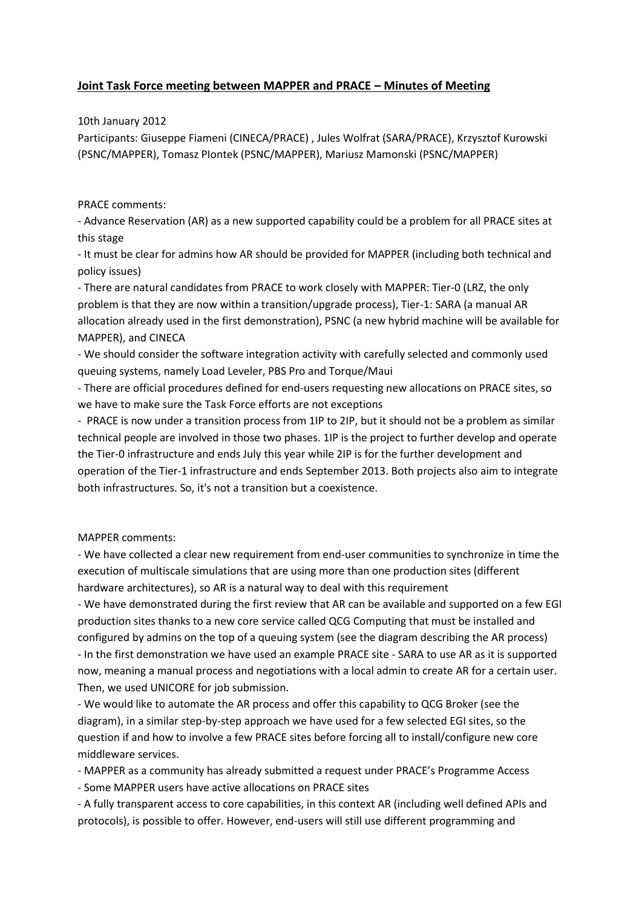**Joint Task Force meeting between MAPPER and PRACE – Minutes of Meeting**

10th January 2012

Participants: Giuseppe Fiameni (CINECA/PRACE) , Jules Wolfrat (SARA/PRACE), Krzysztof Kurowski (PSNC/MAPPER), Tomasz PIontek (PSNC/MAPPER), Mariusz Mamonski (PSNC/MAPPER)

PRACE comments:

- Advance Reservation (AR) as a new supported capability could be a problem for all PRACE sites at this stage
- It must be clear for admins how AR should be provided for MAPPER (including both technical and policy issues)
- There are natural candidates from PRACE to work closely with MAPPER: Tier-0 (LRZ, the only problem is that they are now within a transition/upgrade process), Tier-1: SARA (a manual AR allocation already used in the first demonstration), PSNC (a new hybrid machine will be available for MAPPER), and CINECA
- We should consider the software integration activity with carefully selected and commonly used queuing systems, namely Load Leveler, PBS Pro and Torque/Maui
- There are official procedures defined for end-users requesting new allocations on PRACE sites, so we have to make sure the Task Force efforts are not exceptions
- PRACE is now under a transition process from 1IP to 2IP, but it should not be a problem as similar technical people are involved in those two phases. 1IP is the project to further develop and operate the Tier-0 infrastructure and ends July this year while 2IP is for the further development and operation of the Tier-1 infrastructure and ends September 2013. Both projects also aim to integrate both infrastructures. So, it's not a transition but a coexistence.

MAPPER comments:

- We have collected a clear new requirement from end-user communities to synchronize in time the execution of multiscale simulations that are using more than one production sites (different hardware architectures), so AR is a natural way to deal with this requirement
- We have demonstrated during the first review that AR can be available and supported on a few EGI production sites thanks to a new core service called QCG Computing that must be installed and configured by admins on the top of a queuing system (see the diagram describing the AR process)
- In the first demonstration we have used an example PRACE site - SARA to use AR as it is supported now, meaning a manual process and negotiations with a local admin to create AR for a certain user. Then, we used UNICORE for job submission.
- We would like to automate the AR process and offer this capability to QCG Broker (see the diagram), in a similar step-by-step approach we have used for a few selected EGI sites, so the question if and how to involve a few PRACE sites before forcing all to install/configure new core middleware services.
- MAPPER as a community has already submitted a request under PRACE's Programme Access
- Some MAPPER users have active allocations on PRACE sites
- A fully transparent access to core capabilities, in this context AR (including well defined APIs and protocols), is possible to offer. However, end-users will still use different programming and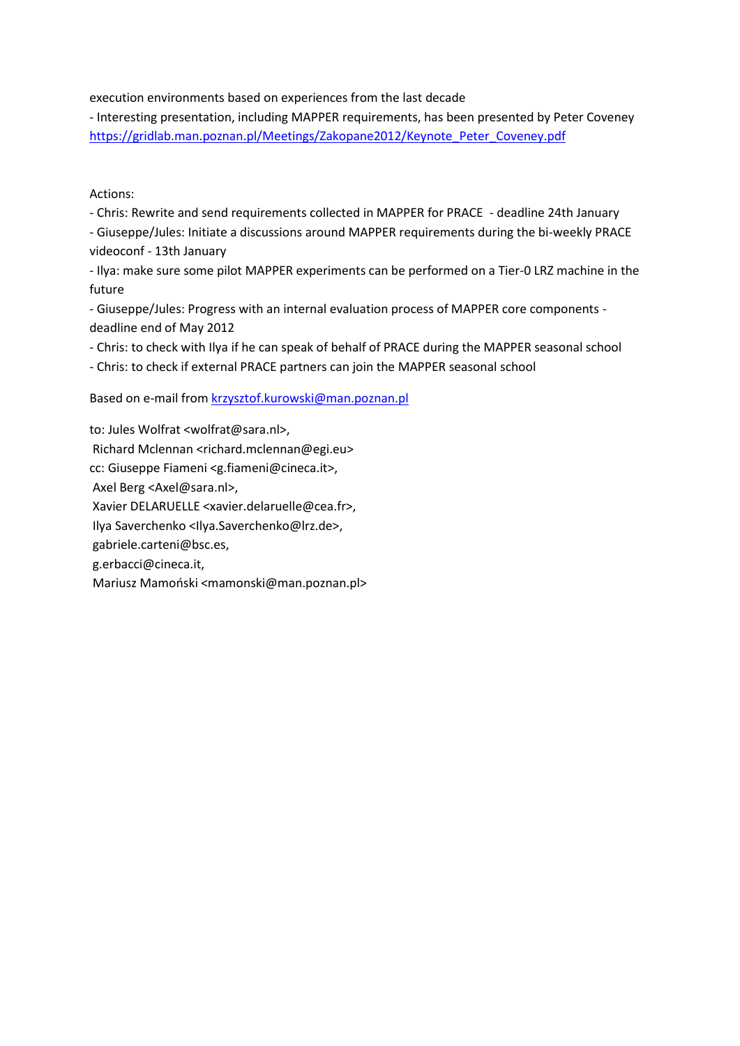execution environments based on experiences from the last decade

- Interesting presentation, including MAPPER requirements, has been presented by Peter Coveney https://gridlab.man.poznan.pl/Meetings/Zakopane2012/Keynote_Peter_Coveney.pdf

Actions:

- Chris: Rewrite and send requirements collected in MAPPER for PRACE - deadline 24th January
- Giuseppe/Jules: Initiate a discussions around MAPPER requirements during the bi-weekly PRACE videoconf - 13th January
- Ilya: make sure some pilot MAPPER experiments can be performed on a Tier-0 LRZ machine in the future
- Giuseppe/Jules: Progress with an internal evaluation process of MAPPER core components - deadline end of May 2012
- Chris: to check with Ilya if he can speak of behalf of PRACE during the MAPPER seasonal school
- Chris: to check if external PRACE partners can join the MAPPER seasonal school

Based on e-mail from krzysztof.kurowski@man.poznan.pl

to: Jules Wolfrat <wolfrat@sara.nl>,
Richard Mclennan <richard.mclennan@egi.eu>
cc: Giuseppe Fiameni <g.fiameni@cineca.it>,
Axel Berg <Axel@sara.nl>,
Xavier DELARUELLE <xavier.delaruelle@cea.fr>,
Ilya Saverchenko <Ilya.Saverchenko@lrz.de>,
gabriele.carteni@bsc.es,
g.erbacci@cineca.it,
Mariusz Mamoński <mamonski@man.poznan.pl>